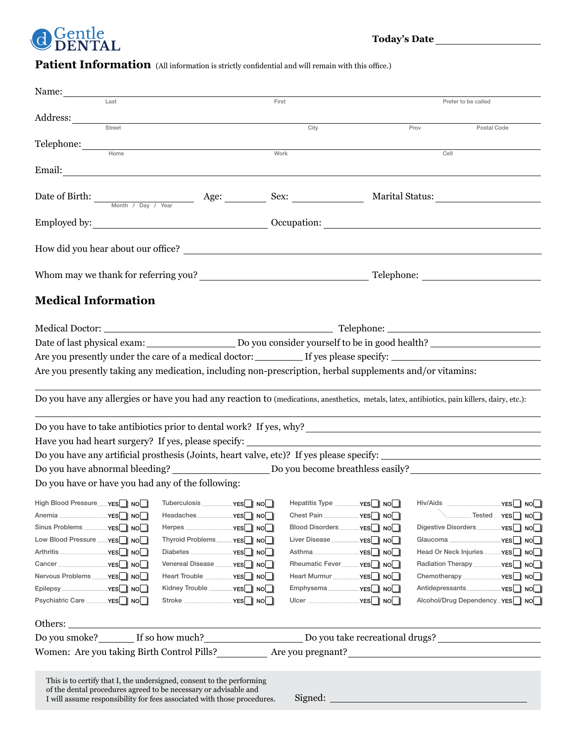Gentle DENTAL

**Today's Date** ____________________

## Patient Information

(All information is strictly confidential and will remain with this office.)

Name: ______________________________________________________________
Last / First / Prefer to be called

Address: ______________________________________________________________
Street / City / Prov / Postal Code

Telephone: ______________________________________________________________
Home / Work / Cell

Email: ______________________________________________________________

Date of Birth: ____________ (Month / Day / Year) Age: ________ Sex: ____________ Marital Status: ____________

Employed by: ______________________________ Occupation: ______________________________

How did you hear about our office? ______________________________________________________________

Whom may we thank for referring you? ______________________________ Telephone: ____________________

## Medical Information

Medical Doctor: ______________________________ Telephone: ____________________

Date of last physical exam: ______________ Do you consider yourself to be in good health? ______________

Are you presently under the care of a medical doctor: ________ If yes please specify: ____________________

Are you presently taking any medication, including non-prescription, herbal supplements and/or vitamins:

______________________________________________________________

Do you have any allergies or have you had any reaction to (medications, anesthetics, metals, latex, antibiotics, pain killers, dairy, etc.):

______________________________________________________________

Do you have to take antibiotics prior to dental work? If yes, why? ______________________________

Have you had heart surgery? If yes, please specify: ______________________________

Do you have any artificial prosthesis (Joints, heart valve, etc)? If yes please specify: ______________________________

Do you have abnormal bleeding? ______________ Do you become breathless easily? ______________

Do you have or have you had any of the following:

| Condition | YES | NO | Condition | YES | NO | Condition | YES | NO | Condition | YES | NO |
|---|---|---|---|---|---|---|---|---|---|---|---|
| High Blood Pressure | ☐ | ☐ | Tuberculosis | ☐ | ☐ | Hepatitis Type | ☐ | ☐ | Hiv/Aids | ☐ | ☐ |
| Anemia | ☐ | ☐ | Headaches | ☐ | ☐ | Chest Pain | ☐ | ☐ | Tested | ☐ | ☐ |
| Sinus Problems | ☐ | ☐ | Herpes | ☐ | ☐ | Blood Disorders | ☐ | ☐ | Digestive Disorders | ☐ | ☐ |
| Low Blood Pressure | ☐ | ☐ | Thyroid Problems | ☐ | ☐ | Liver Disease | ☐ | ☐ | Glaucoma | ☐ | ☐ |
| Arthritis | ☐ | ☐ | Diabetes | ☐ | ☐ | Asthma | ☐ | ☐ | Head Or Neck Injuries | ☐ | ☐ |
| Cancer | ☐ | ☐ | Venereal Disease | ☐ | ☐ | Rheumatic Fever | ☐ | ☐ | Radiation Therapy | ☐ | ☐ |
| Nervous Problems | ☐ | ☐ | Heart Trouble | ☐ | ☐ | Heart Murmur | ☐ | ☐ | Chemotherapy | ☐ | ☐ |
| Epilepsy | ☐ | ☐ | Kidney Trouble | ☐ | ☐ | Emphysema | ☐ | ☐ | Antidepressants | ☐ | ☐ |
| Psychiatric Care | ☐ | ☐ | Stroke | ☐ | ☐ | Ulcer | ☐ | ☐ | Alcohol/Drug Dependency | ☐ | ☐ |

Others: ______________________________________________________________

Do you smoke? ________ If so how much? ______________ Do you take recreational drugs? ______________

Women: Are you taking Birth Control Pills? ________ Are you pregnant? ______________

This is to certify that I, the undersigned, consent to the performing of the dental procedures agreed to be necessary or advisable and I will assume responsibility for fees associated with those procedures.

Signed: ______________________________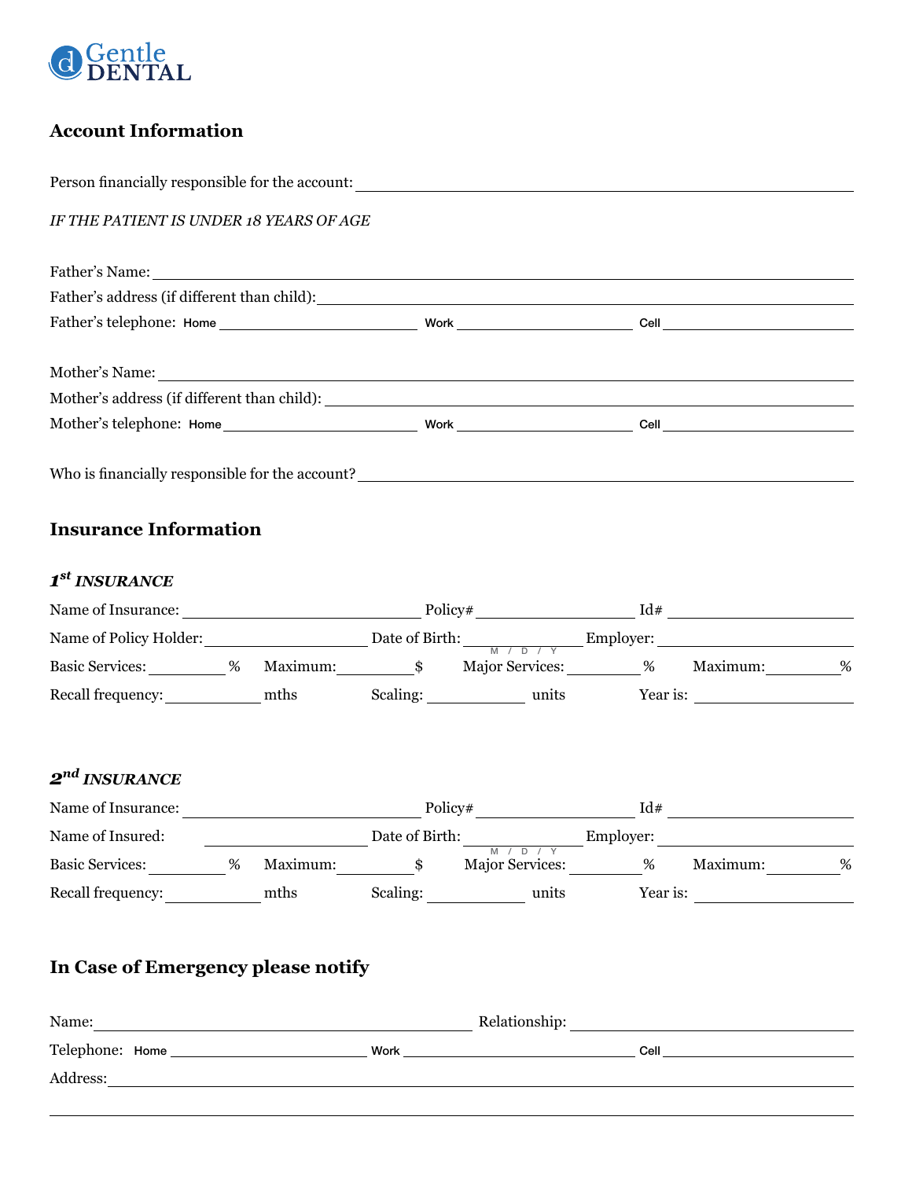Gentle DENTAL

## Account Information

Person financially responsible for the account: ______________________________

*IF THE PATIENT IS UNDER 18 YEARS OF AGE*

Father's Name: ______________________________

Father's address (if different than child): ______________________________

Father's telephone: Home ______________ Work ______________ Cell ______________

Mother's Name: ______________________________

Mother's address (if different than child): ______________________________

Mother's telephone: Home ______________ Work ______________ Cell ______________

Who is financially responsible for the account? ______________________________

## Insurance Information

### *1st INSURANCE*

Name of Insurance: ______________ Policy# ______________ Id# ______________

Name of Policy Holder: ______________ Date of Birth: ______________ (M / D / Y) Employer: ______________

Basic Services: ________ % Maximum: ________ $ Major Services: ________ % Maximum: ________ %

Recall frequency: ________ mths Scaling: ________ units Year is: ________

### *2nd INSURANCE*

Name of Insurance: ______________ Policy# ______________ Id# ______________

Name of Insured: ______________ Date of Birth: ______________ (M / D / Y) Employer: ______________

Basic Services: ________ % Maximum: ________ $ Major Services: ________ % Maximum: ________ %

Recall frequency: ________ mths Scaling: ________ units Year is: ________

## In Case of Emergency please notify

Name: ______________________________ Relationship: ______________

Telephone: Home ______________ Work ______________ Cell ______________

Address: ______________________________

______________________________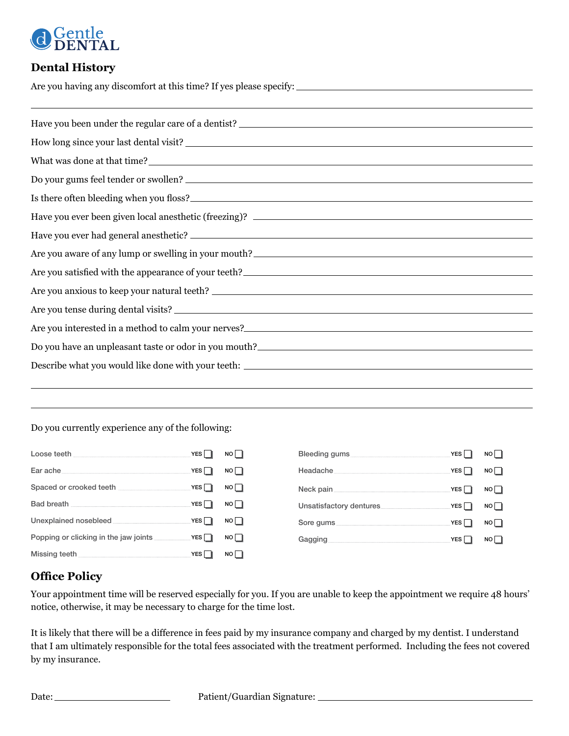Gentle DENTAL

## Dental History

Are you having any discomfort at this time? If yes please specify: ______________________________

______________________________________________________________________

Have you been under the regular care of a dentist? ______________________________

How long since your last dental visit? ______________________________

What was done at that time? ______________________________

Do your gums feel tender or swollen? ______________________________

Is there often bleeding when you floss? ______________________________

Have you ever been given local anesthetic (freezing)? ______________________________

Have you ever had general anesthetic? ______________________________

Are you aware of any lump or swelling in your mouth? ______________________________

Are you satisfied with the appearance of your teeth? ______________________________

Are you anxious to keep your natural teeth? ______________________________

Are you tense during dental visits? ______________________________

Are you interested in a method to calm your nerves? ______________________________

Do you have an unpleasant taste or odor in you mouth? ______________________________

Describe what you would like done with your teeth: ______________________________

______________________________________________________________________

______________________________________________________________________

Do you currently experience any of the following:

| | | | | | |
|---|---|---|---|---|---|
| Loose teeth | YES ☐ | NO ☐ | Bleeding gums | YES ☐ | NO ☐ |
| Ear ache | YES ☐ | NO ☐ | Headache | YES ☐ | NO ☐ |
| Spaced or crooked teeth | YES ☐ | NO ☐ | Neck pain | YES ☐ | NO ☐ |
| Bad breath | YES ☐ | NO ☐ | Unsatisfactory dentures | YES ☐ | NO ☐ |
| Unexplained nosebleed | YES ☐ | NO ☐ | Sore gums | YES ☐ | NO ☐ |
| Popping or clicking in the jaw joints | YES ☐ | NO ☐ | Gagging | YES ☐ | NO ☐ |
| Missing teeth | YES ☐ | NO ☐ | | | |

## Office Policy

Your appointment time will be reserved especially for you. If you are unable to keep the appointment we require 48 hours' notice, otherwise, it may be necessary to charge for the time lost.

It is likely that there will be a difference in fees paid by my insurance company and charged by my dentist. I understand that I am ultimately responsible for the total fees associated with the treatment performed. Including the fees not covered by my insurance.

Date: ____________________ Patient/Guardian Signature: ______________________________